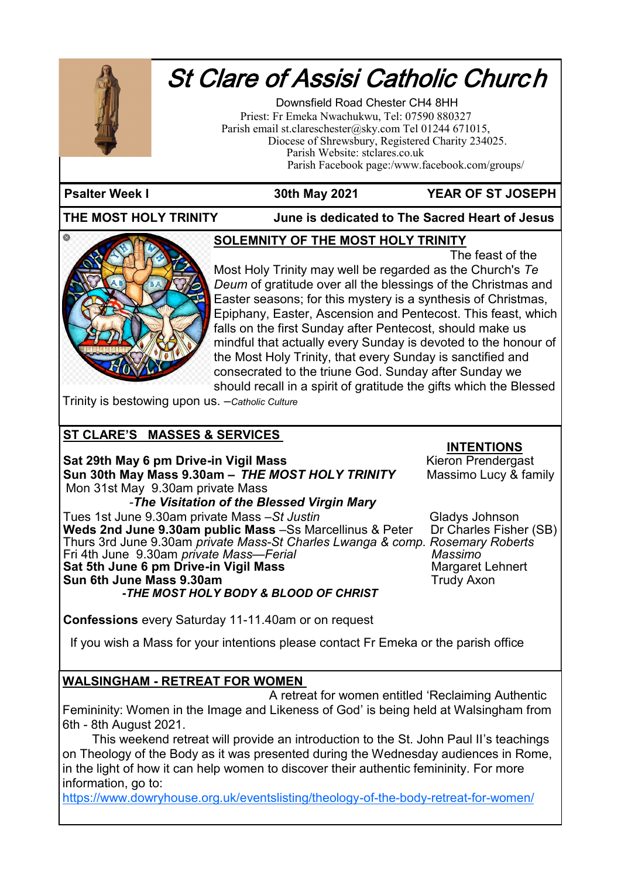# St Clare of Assisi Catholic Church

Downsfield Road Chester CH4 8HH
Priest: Fr Emeka Nwachukwu, Tel: 07590 880327
Parish email st.clareschester@sky.com Tel 01244 671015,
Diocese of Shrewsbury, Registered Charity 234025.
Parish Website: stclares.co.uk
Parish Facebook page:/www.facebook.com/groups/

| | | |
|---|---|---|
| **Psalter Week I** | **30th May 2021** | **YEAR OF ST JOSEPH** |
| **THE MOST HOLY TRINITY** | **June is dedicated to The Sacred Heart of Jesus** | |

## SOLEMNITY OF THE MOST HOLY TRINITY

The feast of the Most Holy Trinity may well be regarded as the Church's *Te Deum* of gratitude over all the blessings of the Christmas and Easter seasons; for this mystery is a synthesis of Christmas, Epiphany, Easter, Ascension and Pentecost. This feast, which falls on the first Sunday after Pentecost, should make us mindful that actually every Sunday is devoted to the honour of the Most Holy Trinity, that every Sunday is sanctified and consecrated to the triune God. Sunday after Sunday we should recall in a spirit of gratitude the gifts which the Blessed Trinity is bestowing upon us. –*Catholic Culture*

## ST CLARE'S MASSES & SERVICES

| | **INTENTIONS** |
|---|---|
| **Sat 29th May 6 pm Drive-in Vigil Mass** | Kieron Prendergast |
| **Sun 30th May Mass 9.30am – *THE MOST HOLY TRINITY*** | Massimo Lucy & family |
| Mon 31st May 9.30am private Mass -***The Visitation of the Blessed Virgin Mary*** | |
| Tues 1st June 9.30am private Mass –*St Justin* | Gladys Johnson |
| **Weds 2nd June 9.30am public Mass** –Ss Marcellinus & Peter | Dr Charles Fisher (SB) |
| Thurs 3rd June 9.30am *private Mass-St Charles Lwanga & comp.* | *Rosemary Roberts* |
| Fri 4th June 9.30am *private Mass—Ferial* | *Massimo* |
| **Sat 5th June 6 pm Drive-in Vigil Mass** | Margaret Lehnert |
| **Sun 6th June Mass 9.30am** -***THE MOST HOLY BODY & BLOOD OF CHRIST*** | Trudy Axon |

**Confessions** every Saturday 11-11.40am or on request

If you wish a Mass for your intentions please contact Fr Emeka or the parish office

## WALSINGHAM - RETREAT FOR WOMEN

A retreat for women entitled 'Reclaiming Authentic Femininity: Women in the Image and Likeness of God' is being held at Walsingham from 6th - 8th August 2021.

This weekend retreat will provide an introduction to the St. John Paul II's teachings on Theology of the Body as it was presented during the Wednesday audiences in Rome, in the light of how it can help women to discover their authentic femininity. For more information, go to:
https://www.dowryhouse.org.uk/eventslisting/theology-of-the-body-retreat-for-women/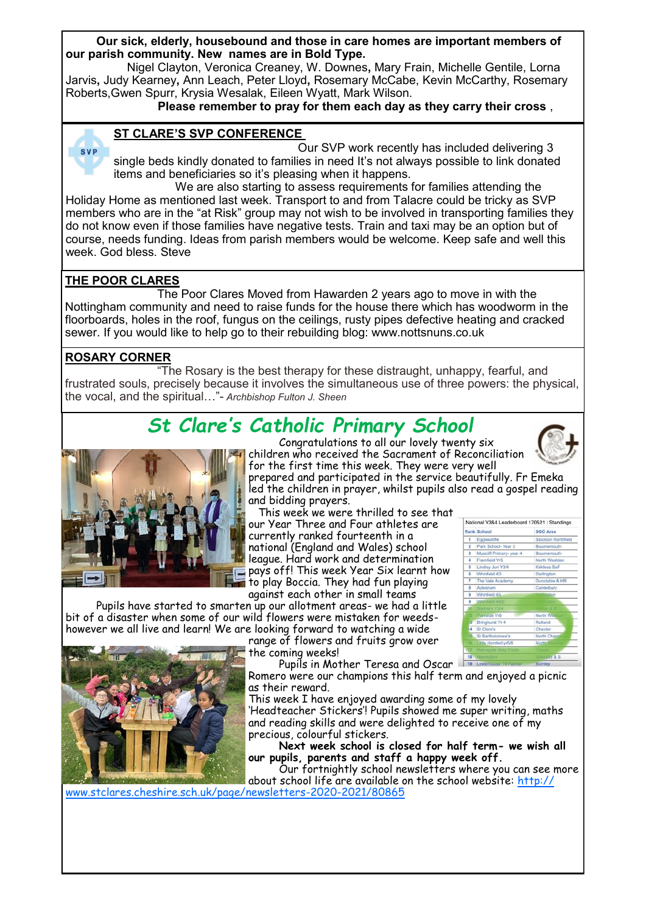**Our sick, elderly, housebound and those in care homes are important members of our parish community. New names are in Bold Type.**

Nigel Clayton, Veronica Creaney, W. Downes, Mary Frain, Michelle Gentile, Lorna Jarvis, Judy Kearney, Ann Leach, Peter Lloyd, Rosemary McCabe, Kevin McCarthy, Rosemary Roberts, Gwen Spurr, Krysia Wesalak, Eileen Wyatt, Mark Wilson.

**Please remember to pray for them each day as they carry their cross** ,

## ST CLARE'S SVP CONFERENCE

Our SVP work recently has included delivering 3 single beds kindly donated to families in need It's not always possible to link donated items and beneficiaries so it's pleasing when it happens.

We are also starting to assess requirements for families attending the Holiday Home as mentioned last week. Transport to and from Talacre could be tricky as SVP members who are in the "at Risk" group may not wish to be involved in transporting families they do not know even if those families have negative tests. Train and taxi may be an option but of course, needs funding. Ideas from parish members would be welcome. Keep safe and well this week. God bless. Steve

## THE POOR CLARES

The Poor Clares Moved from Hawarden 2 years ago to move in with the Nottingham community and need to raise funds for the house there which has woodworm in the floorboards, holes in the roof, fungus on the ceilings, rusty pipes defective heating and cracked sewer. If you would like to help go to their rebuilding blog: www.nottsnuns.co.uk

## ROSARY CORNER

"The Rosary is the best therapy for these distraught, unhappy, fearful, and frustrated souls, precisely because it involves the simultaneous use of three powers: the physical, the vocal, and the spiritual…"- *Archbishop Fulton J. Sheen*

# St Clare's Catholic Primary School

Congratulations to all our lovely twenty six children who received the Sacrament of Reconciliation for the first time this week. They were very well prepared and participated in the service beautifully. Fr Emeka led the children in prayer, whilst pupils also read a gospel reading and bidding prayers.

This week we were thrilled to see that our Year Three and Four athletes are currently ranked fourteenth in a national (England and Wales) school league. Hard work and determination pays off! This week Year Six learnt how to play Boccia. They had fun playing against each other in small teams

National Y3&4 Leaderboard 170521 : Standings

| Rank | School | SGO Area |
|---|---|---|
| 1 | Egglescliffe | Stockton Northfield |
| 2 | Park School- Year 3 | Bournemouth |
| 3 | Muscliff Primary- year 4 | Bournemouth |
| 4 | Framfield Yr5 | North Wealden |
| 5 | Lindley Jun Y3/4 | Kirklees SaF |
| 6 | Whinfield 4D | Darlington |
| 7 | The Vale Academy | Dunstable & HR |
| 8 | Aylesham | Canterbury |
| 9 | Whinfield 4S | Darlington |
| 9 | Whinfield 4ND | Darlington |
| 11 | Stathern Y3/4 | Melton & S |
| 12 | Parkside Yr6 | North Wealden |
| 13 | Bringhurst Yr 4 | Rutland |
| 14 | St Clare's | Chester |
| 15 | St Bartholomew's | North Charnwood |
| 16 | Little Horsted yr5/6 | North Wealden |
| 17 | Harrogate Holy Trinity | Thanet |
| 18 | Newington | Melton & S |
| 19 | Lowerhouse Y4 Palmer | Burnley |

Pupils have started to smarten up our allotment areas- we had a little bit of a disaster when some of our wild flowers were mistaken for weeds- however we all live and learn! We are looking forward to watching a wide range of flowers and fruits grow over the coming weeks!

Pupils in Mother Teresa and Oscar Romero were our champions this half term and enjoyed a picnic as their reward.

This week I have enjoyed awarding some of my lovely 'Headteacher Stickers'! Pupils showed me super writing, maths and reading skills and were delighted to receive one of my precious, colourful stickers.

**Next week school is closed for half term- we wish all our pupils, parents and staff a happy week off.**

Our fortnightly school newsletters where you can see more about school life are available on the school website: http://www.stclares.cheshire.sch.uk/page/newsletters-2020-2021/80865